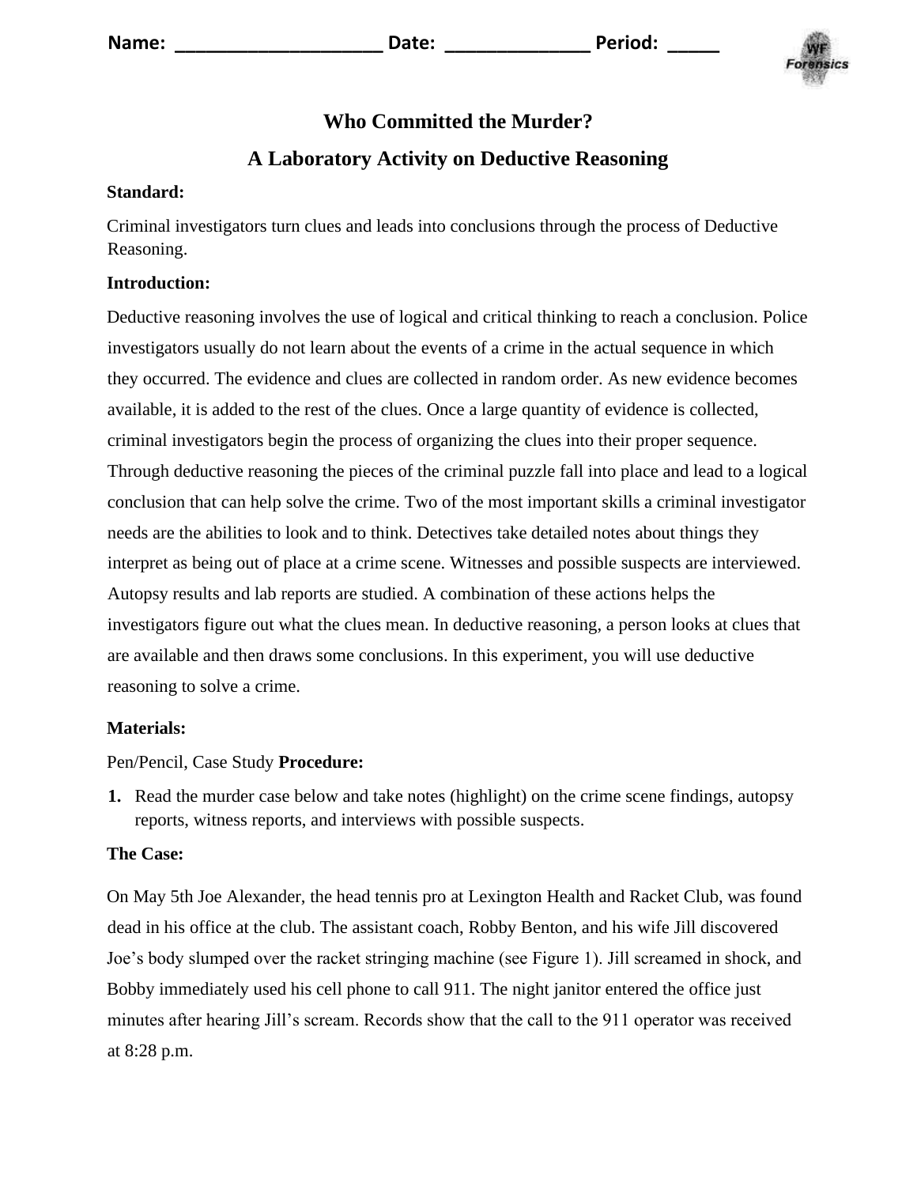Name: ____________________ Date: ______________ Period: _____

# Who Committed the Murder?

## A Laboratory Activity on Deductive Reasoning

**Standard:**

Criminal investigators turn clues and leads into conclusions through the process of Deductive Reasoning.

**Introduction:**

Deductive reasoning involves the use of logical and critical thinking to reach a conclusion. Police investigators usually do not learn about the events of a crime in the actual sequence in which they occurred. The evidence and clues are collected in random order. As new evidence becomes available, it is added to the rest of the clues. Once a large quantity of evidence is collected, criminal investigators begin the process of organizing the clues into their proper sequence. Through deductive reasoning the pieces of the criminal puzzle fall into place and lead to a logical conclusion that can help solve the crime. Two of the most important skills a criminal investigator needs are the abilities to look and to think. Detectives take detailed notes about things they interpret as being out of place at a crime scene. Witnesses and possible suspects are interviewed. Autopsy results and lab reports are studied. A combination of these actions helps the investigators figure out what the clues mean. In deductive reasoning, a person looks at clues that are available and then draws some conclusions. In this experiment, you will use deductive reasoning to solve a crime.

**Materials:**

Pen/Pencil, Case Study **Procedure:**

1. Read the murder case below and take notes (highlight) on the crime scene findings, autopsy reports, witness reports, and interviews with possible suspects.

**The Case:**

On May 5th Joe Alexander, the head tennis pro at Lexington Health and Racket Club, was found dead in his office at the club. The assistant coach, Robby Benton, and his wife Jill discovered Joe's body slumped over the racket stringing machine (see Figure 1). Jill screamed in shock, and Bobby immediately used his cell phone to call 911. The night janitor entered the office just minutes after hearing Jill's scream. Records show that the call to the 911 operator was received at 8:28 p.m.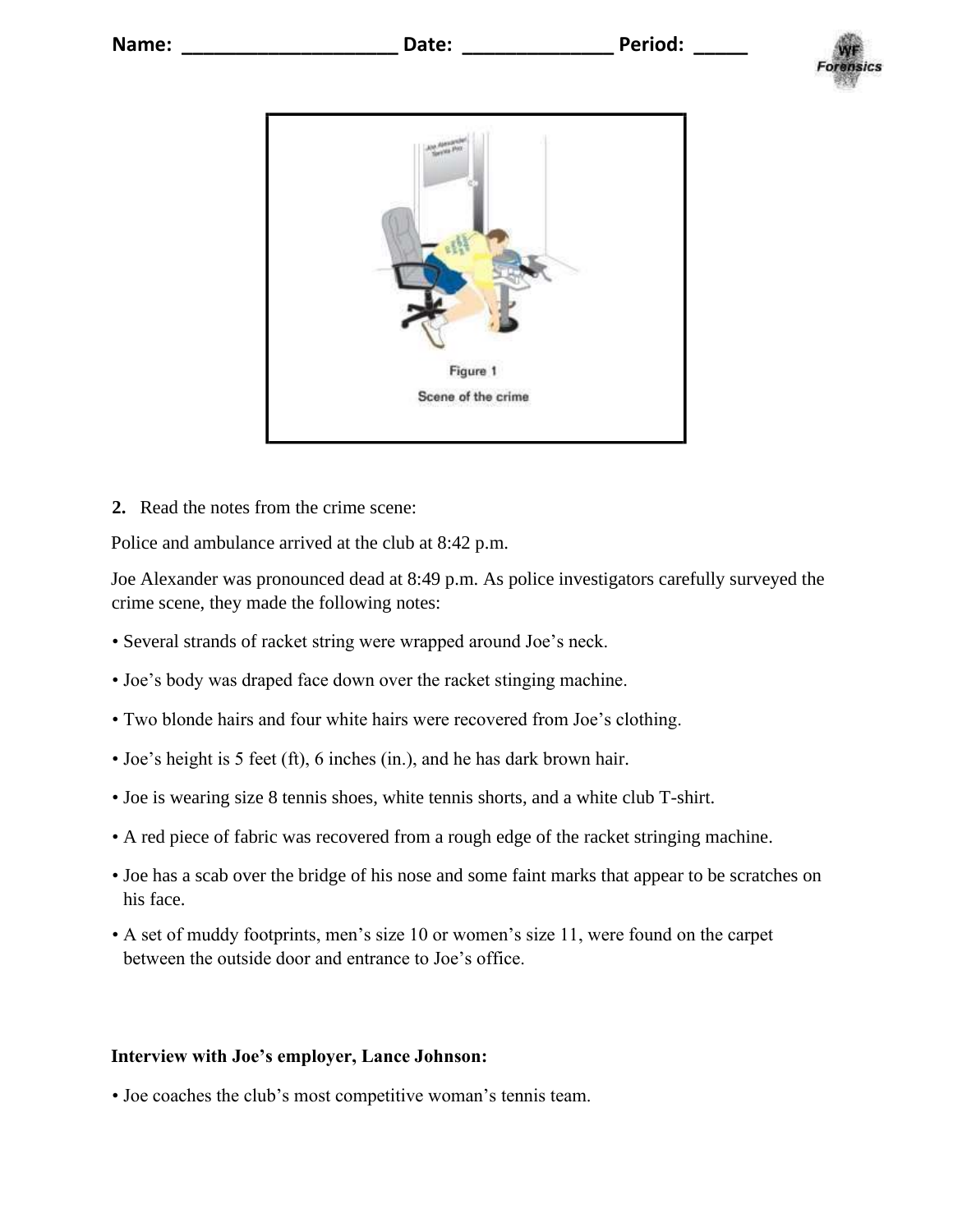Name: ____________________ Date: ______________ Period: _____

Figure 1

Scene of the crime

**2.** Read the notes from the crime scene:

Police and ambulance arrived at the club at 8:42 p.m.

Joe Alexander was pronounced dead at 8:49 p.m. As police investigators carefully surveyed the crime scene, they made the following notes:

- Several strands of racket string were wrapped around Joe's neck.
- Joe's body was draped face down over the racket stinging machine.
- Two blonde hairs and four white hairs were recovered from Joe's clothing.
- Joe's height is 5 feet (ft), 6 inches (in.), and he has dark brown hair.
- Joe is wearing size 8 tennis shoes, white tennis shorts, and a white club T-shirt.
- A red piece of fabric was recovered from a rough edge of the racket stringing machine.
- Joe has a scab over the bridge of his nose and some faint marks that appear to be scratches on his face.
- A set of muddy footprints, men's size 10 or women's size 11, were found on the carpet between the outside door and entrance to Joe's office.

**Interview with Joe's employer, Lance Johnson:**

- Joe coaches the club's most competitive woman's tennis team.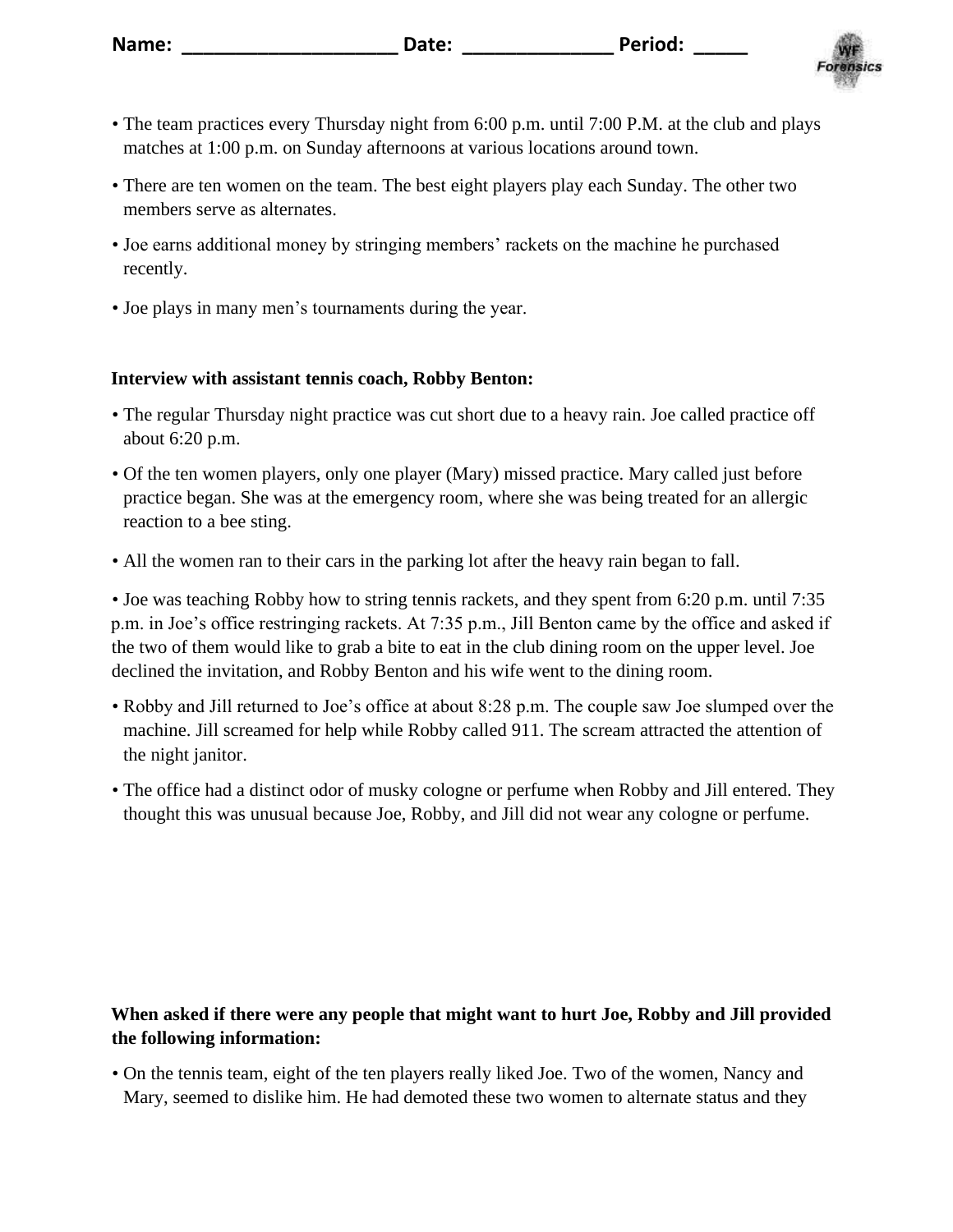- The team practices every Thursday night from 6:00 p.m. until 7:00 P.M. at the club and plays matches at 1:00 p.m. on Sunday afternoons at various locations around town.
- There are ten women on the team. The best eight players play each Sunday. The other two members serve as alternates.
- Joe earns additional money by stringing members' rackets on the machine he purchased recently.
- Joe plays in many men's tournaments during the year.

**Interview with assistant tennis coach, Robby Benton:**

- The regular Thursday night practice was cut short due to a heavy rain. Joe called practice off about 6:20 p.m.
- Of the ten women players, only one player (Mary) missed practice. Mary called just before practice began. She was at the emergency room, where she was being treated for an allergic reaction to a bee sting.
- All the women ran to their cars in the parking lot after the heavy rain began to fall.
- Joe was teaching Robby how to string tennis rackets, and they spent from 6:20 p.m. until 7:35 p.m. in Joe's office restringing rackets. At 7:35 p.m., Jill Benton came by the office and asked if the two of them would like to grab a bite to eat in the club dining room on the upper level. Joe declined the invitation, and Robby Benton and his wife went to the dining room.
- Robby and Jill returned to Joe's office at about 8:28 p.m. The couple saw Joe slumped over the machine. Jill screamed for help while Robby called 911. The scream attracted the attention of the night janitor.
- The office had a distinct odor of musky cologne or perfume when Robby and Jill entered. They thought this was unusual because Joe, Robby, and Jill did not wear any cologne or perfume.

**When asked if there were any people that might want to hurt Joe, Robby and Jill provided the following information:**

- On the tennis team, eight of the ten players really liked Joe. Two of the women, Nancy and Mary, seemed to dislike him. He had demoted these two women to alternate status and they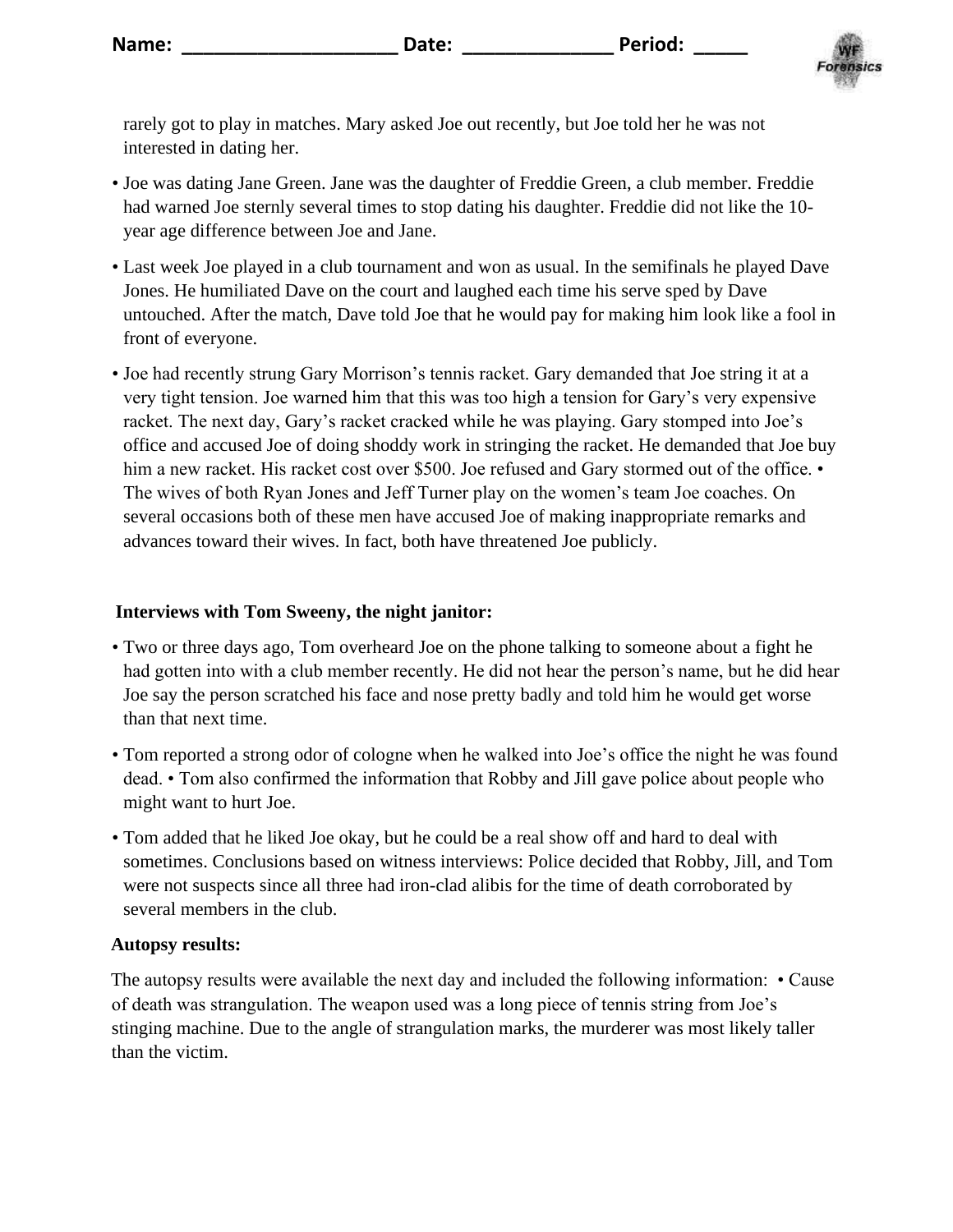rarely got to play in matches. Mary asked Joe out recently, but Joe told her he was not interested in dating her.

- Joe was dating Jane Green. Jane was the daughter of Freddie Green, a club member. Freddie had warned Joe sternly several times to stop dating his daughter. Freddie did not like the 10-year age difference between Joe and Jane.
- Last week Joe played in a club tournament and won as usual. In the semifinals he played Dave Jones. He humiliated Dave on the court and laughed each time his serve sped by Dave untouched. After the match, Dave told Joe that he would pay for making him look like a fool in front of everyone.
- Joe had recently strung Gary Morrison's tennis racket. Gary demanded that Joe string it at a very tight tension. Joe warned him that this was too high a tension for Gary's very expensive racket. The next day, Gary's racket cracked while he was playing. Gary stomped into Joe's office and accused Joe of doing shoddy work in stringing the racket. He demanded that Joe buy him a new racket. His racket cost over $500. Joe refused and Gary stormed out of the office. • The wives of both Ryan Jones and Jeff Turner play on the women's team Joe coaches. On several occasions both of these men have accused Joe of making inappropriate remarks and advances toward their wives. In fact, both have threatened Joe publicly.

**Interviews with Tom Sweeny, the night janitor:**

- Two or three days ago, Tom overheard Joe on the phone talking to someone about a fight he had gotten into with a club member recently. He did not hear the person's name, but he did hear Joe say the person scratched his face and nose pretty badly and told him he would get worse than that next time.
- Tom reported a strong odor of cologne when he walked into Joe's office the night he was found dead. • Tom also confirmed the information that Robby and Jill gave police about people who might want to hurt Joe.
- Tom added that he liked Joe okay, but he could be a real show off and hard to deal with sometimes. Conclusions based on witness interviews: Police decided that Robby, Jill, and Tom were not suspects since all three had iron-clad alibis for the time of death corroborated by several members in the club.

**Autopsy results:**

The autopsy results were available the next day and included the following information: • Cause of death was strangulation. The weapon used was a long piece of tennis string from Joe's stinging machine. Due to the angle of strangulation marks, the murderer was most likely taller than the victim.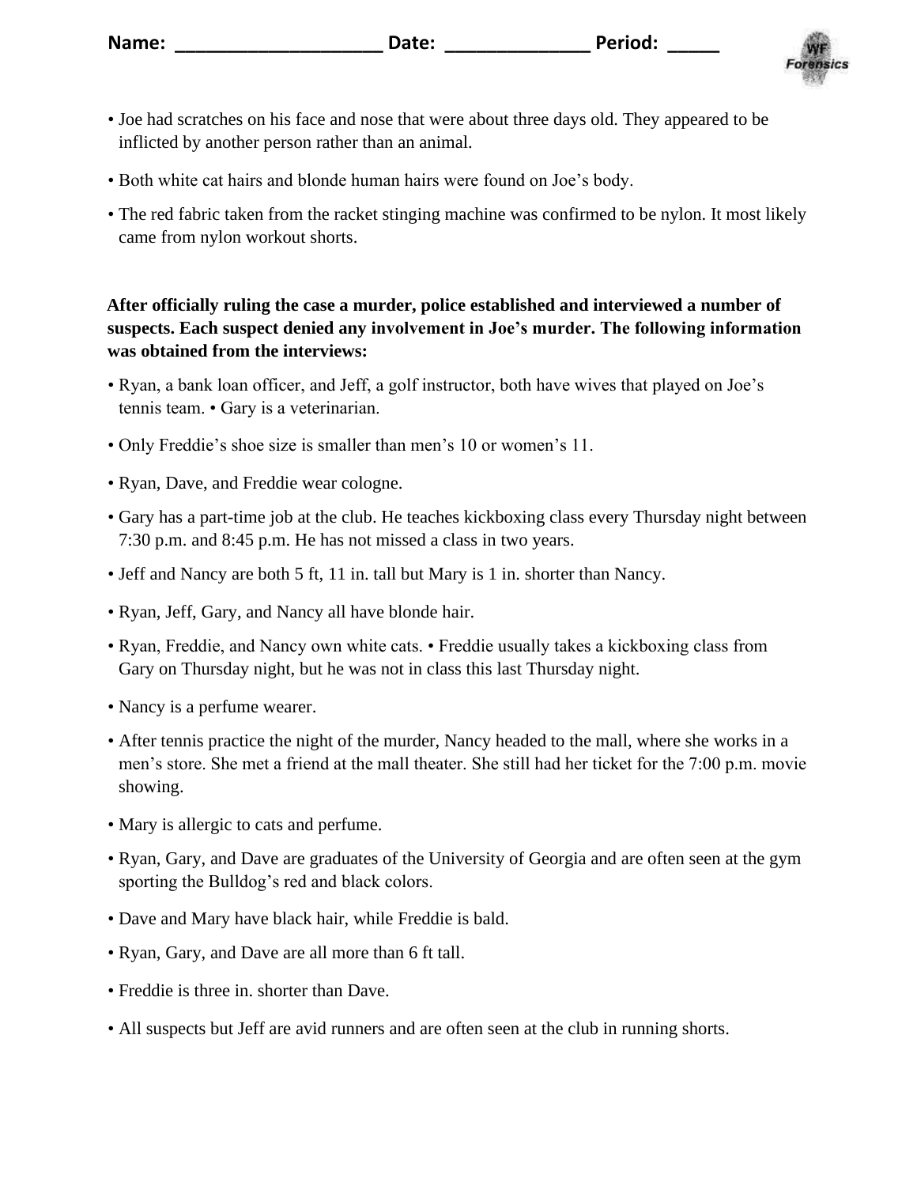Name: ____________________ Date: ______________ Period: _____

- Joe had scratches on his face and nose that were about three days old. They appeared to be inflicted by another person rather than an animal.
- Both white cat hairs and blonde human hairs were found on Joe's body.
- The red fabric taken from the racket stinging machine was confirmed to be nylon. It most likely came from nylon workout shorts.

**After officially ruling the case a murder, police established and interviewed a number of suspects. Each suspect denied any involvement in Joe's murder. The following information was obtained from the interviews:**

- Ryan, a bank loan officer, and Jeff, a golf instructor, both have wives that played on Joe's tennis team. • Gary is a veterinarian.
- Only Freddie's shoe size is smaller than men's 10 or women's 11.
- Ryan, Dave, and Freddie wear cologne.
- Gary has a part-time job at the club. He teaches kickboxing class every Thursday night between 7:30 p.m. and 8:45 p.m. He has not missed a class in two years.
- Jeff and Nancy are both 5 ft, 11 in. tall but Mary is 1 in. shorter than Nancy.
- Ryan, Jeff, Gary, and Nancy all have blonde hair.
- Ryan, Freddie, and Nancy own white cats. • Freddie usually takes a kickboxing class from Gary on Thursday night, but he was not in class this last Thursday night.
- Nancy is a perfume wearer.
- After tennis practice the night of the murder, Nancy headed to the mall, where she works in a men's store. She met a friend at the mall theater. She still had her ticket for the 7:00 p.m. movie showing.
- Mary is allergic to cats and perfume.
- Ryan, Gary, and Dave are graduates of the University of Georgia and are often seen at the gym sporting the Bulldog's red and black colors.
- Dave and Mary have black hair, while Freddie is bald.
- Ryan, Gary, and Dave are all more than 6 ft tall.
- Freddie is three in. shorter than Dave.
- All suspects but Jeff are avid runners and are often seen at the club in running shorts.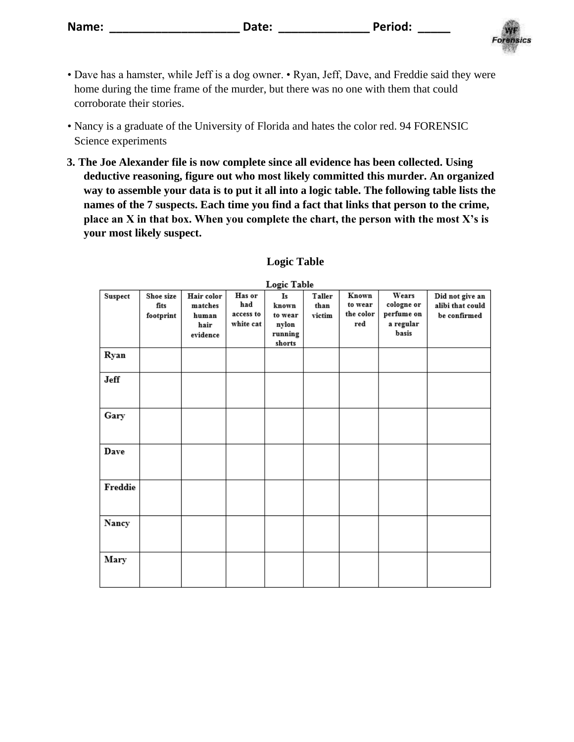Name: ____________________ Date: ______________ Period: _____

- Dave has a hamster, while Jeff is a dog owner. • Ryan, Jeff, Dave, and Freddie said they were home during the time frame of the murder, but there was no one with them that could corroborate their stories.
- Nancy is a graduate of the University of Florida and hates the color red. 94 FORENSIC Science experiments

**3. The Joe Alexander file is now complete since all evidence has been collected. Using deductive reasoning, figure out who most likely committed this murder. An organized way to assemble your data is to put it all into a logic table. The following table lists the names of the 7 suspects. Each time you find a fact that links that person to the crime, place an X in that box. When you complete the chart, the person with the most X's is your most likely suspect.**

**Logic Table**

**Logic Table**

| Suspect | Shoe size fits footprint | Hair color matches human hair evidence | Has or had access to white cat | Is known to wear nylon running shorts | Taller than victim | Known to wear the color red | Wears cologne or perfume on a regular basis | Did not give an alibi that could be confirmed |
|---|---|---|---|---|---|---|---|---|
| Ryan | | | | | | | | |
| Jeff | | | | | | | | |
| Gary | | | | | | | | |
| Dave | | | | | | | | |
| Freddie | | | | | | | | |
| Nancy | | | | | | | | |
| Mary | | | | | | | | |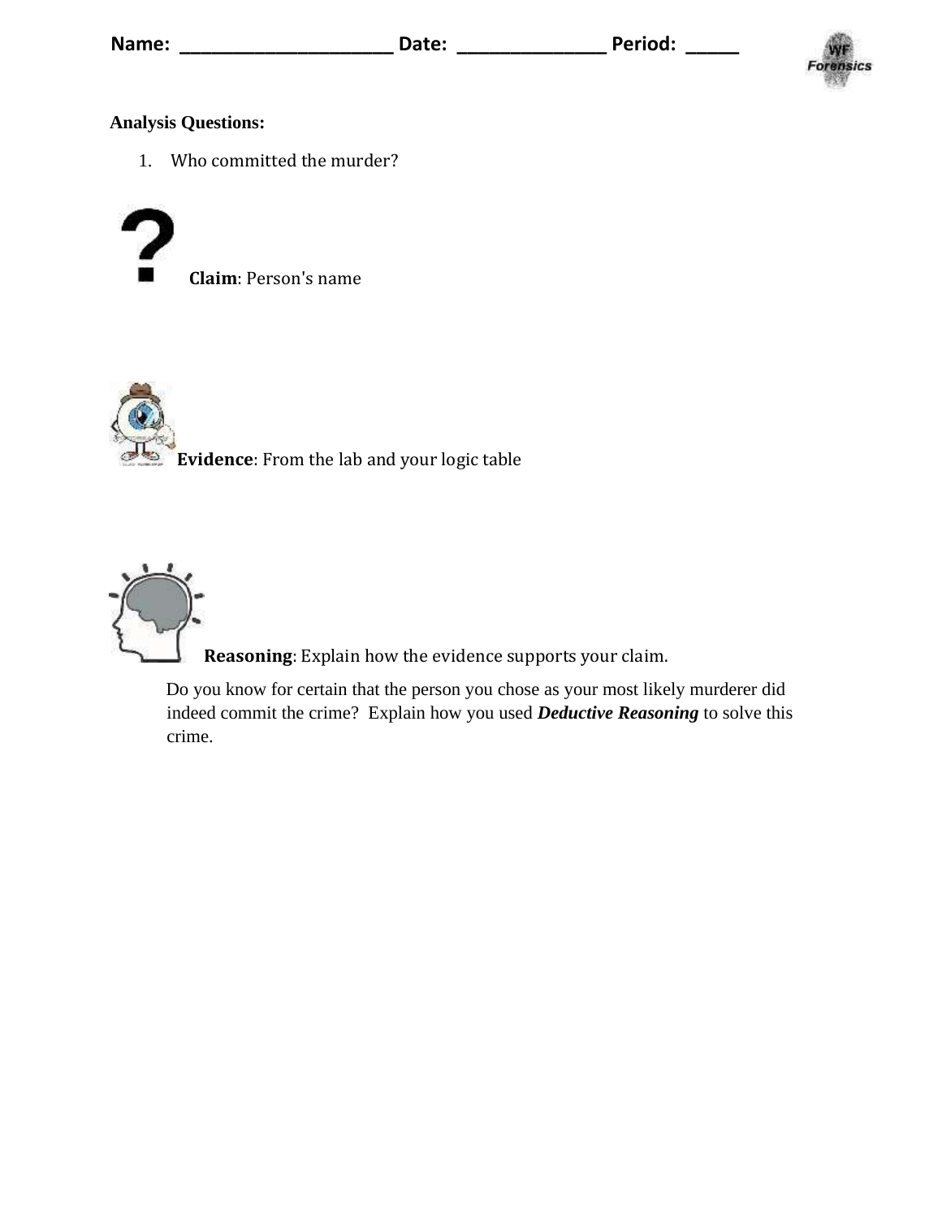Name: ____________________ Date: ______________ Period: _____

**Analysis Questions:**

1. Who committed the murder?

**Claim**: Person's name

**Evidence**: From the lab and your logic table

**Reasoning**: Explain how the evidence supports your claim.

Do you know for certain that the person you chose as your most likely murderer did indeed commit the crime? Explain how you used ***Deductive Reasoning*** to solve this crime.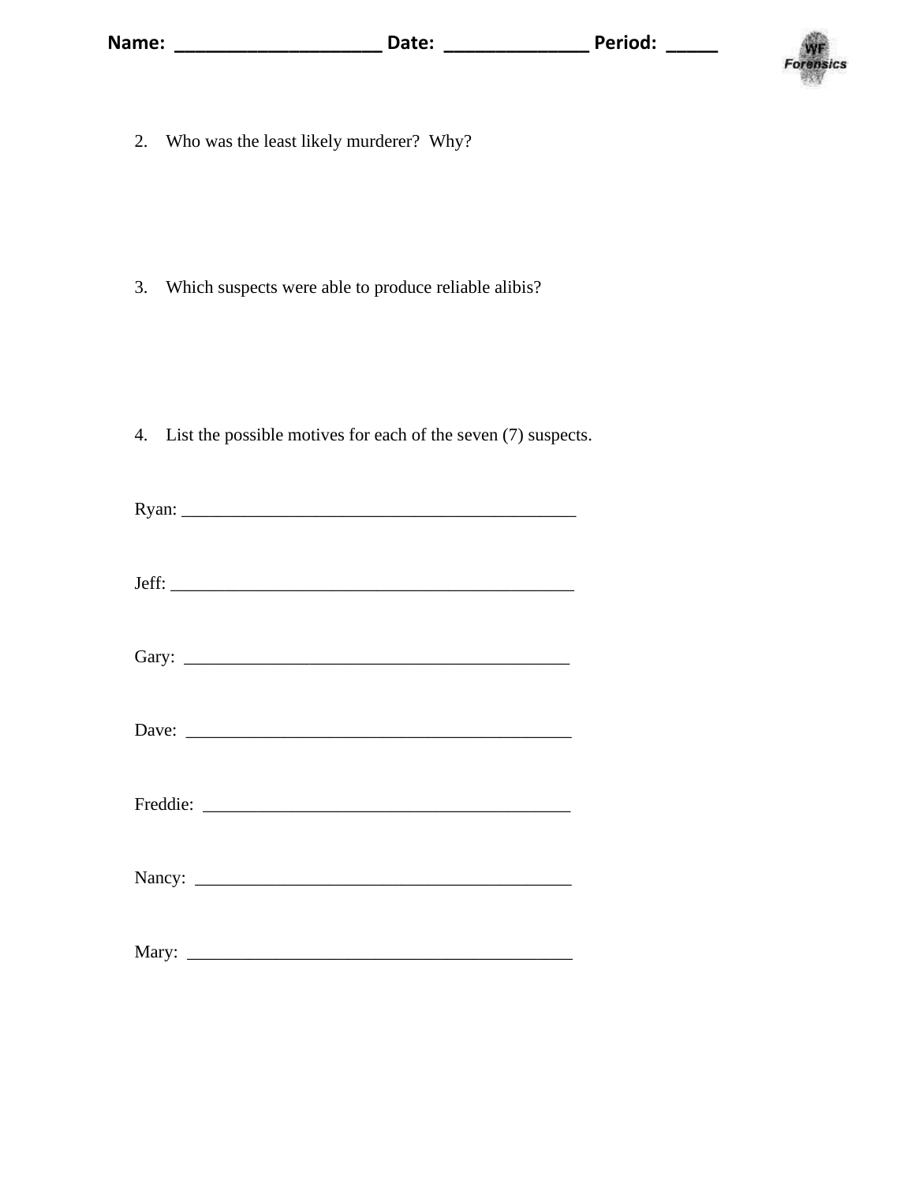Name: ____________________ Date: ______________ Period: _____

2. Who was the least likely murderer? Why?

3. Which suspects were able to produce reliable alibis?

4. List the possible motives for each of the seven (7) suspects.

Ryan: ______________________________________________

Jeff: ______________________________________________

Gary: ______________________________________________

Dave: ______________________________________________

Freddie: ___________________________________________

Nancy: _____________________________________________

Mary: ______________________________________________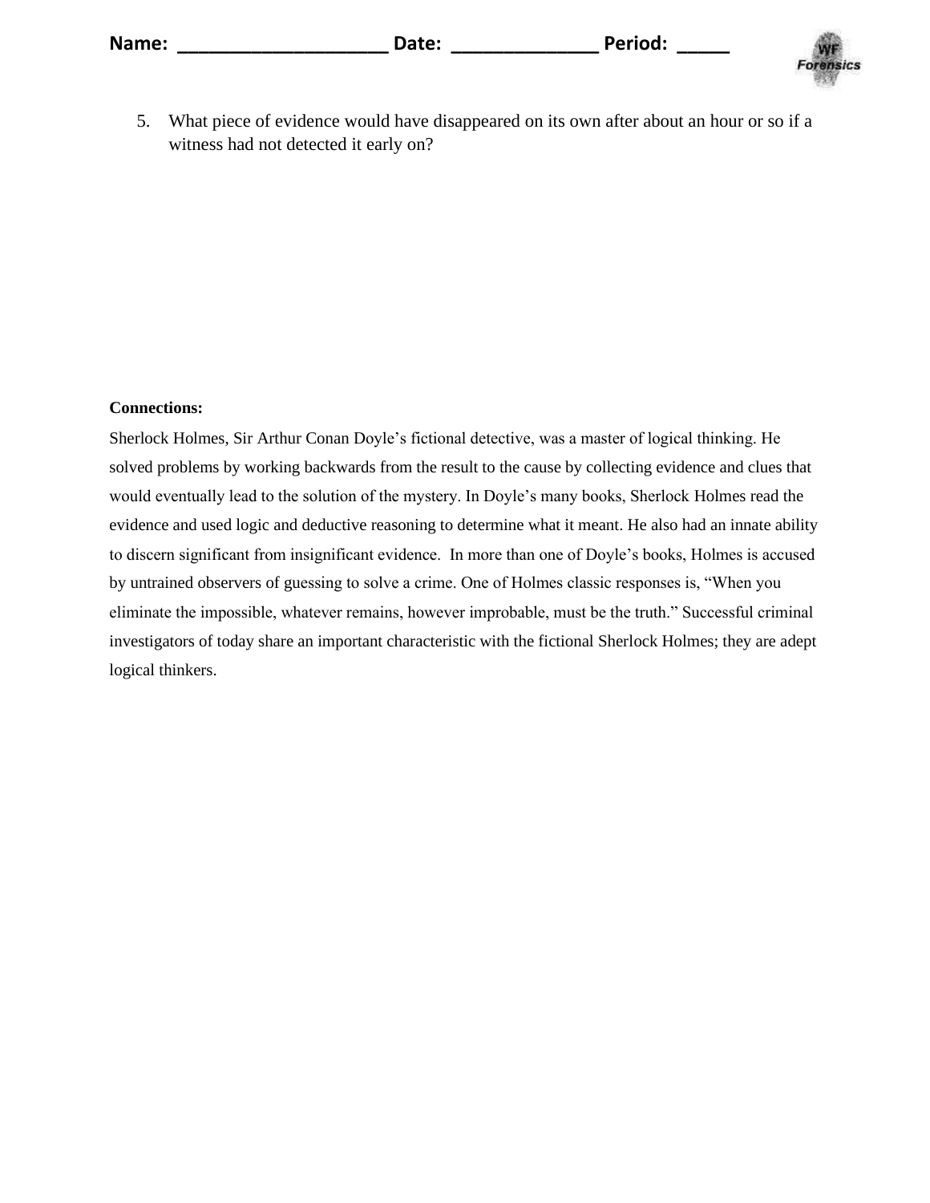5. What piece of evidence would have disappeared on its own after about an hour or so if a witness had not detected it early on?

**Connections:**

Sherlock Holmes, Sir Arthur Conan Doyle's fictional detective, was a master of logical thinking. He solved problems by working backwards from the result to the cause by collecting evidence and clues that would eventually lead to the solution of the mystery. In Doyle's many books, Sherlock Holmes read the evidence and used logic and deductive reasoning to determine what it meant. He also had an innate ability to discern significant from insignificant evidence. In more than one of Doyle's books, Holmes is accused by untrained observers of guessing to solve a crime. One of Holmes classic responses is, "When you eliminate the impossible, whatever remains, however improbable, must be the truth." Successful criminal investigators of today share an important characteristic with the fictional Sherlock Holmes; they are adept logical thinkers.